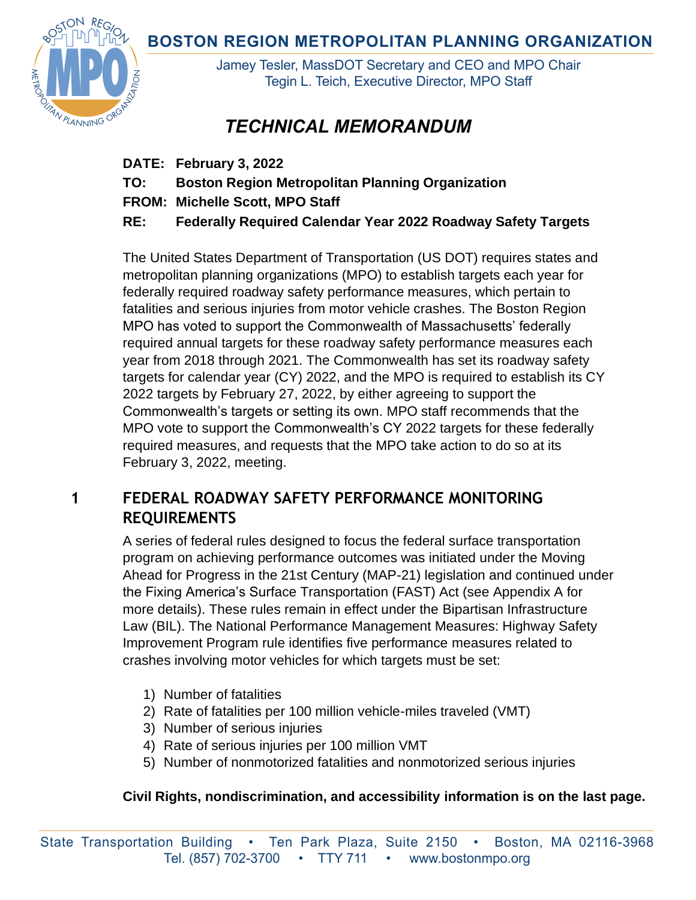# BOSTON REGION METROPOLITAN PLANNING ORGANIZATION

Jamey Tesler, MassDOT Secretary and CEO and MPO Chair
Tegin L. Teich, Executive Director, MPO Staff

## *TECHNICAL MEMORANDUM*

**DATE: February 3, 2022**

**TO: Boston Region Metropolitan Planning Organization**

**FROM: Michelle Scott, MPO Staff**

**RE: Federally Required Calendar Year 2022 Roadway Safety Targets**

The United States Department of Transportation (US DOT) requires states and metropolitan planning organizations (MPO) to establish targets each year for federally required roadway safety performance measures, which pertain to fatalities and serious injuries from motor vehicle crashes. The Boston Region MPO has voted to support the Commonwealth of Massachusetts' federally required annual targets for these roadway safety performance measures each year from 2018 through 2021. The Commonwealth has set its roadway safety targets for calendar year (CY) 2022, and the MPO is required to establish its CY 2022 targets by February 27, 2022, by either agreeing to support the Commonwealth's targets or setting its own. MPO staff recommends that the MPO vote to support the Commonwealth's CY 2022 targets for these federally required measures, and requests that the MPO take action to do so at its February 3, 2022, meeting.

## 1 FEDERAL ROADWAY SAFETY PERFORMANCE MONITORING REQUIREMENTS

A series of federal rules designed to focus the federal surface transportation program on achieving performance outcomes was initiated under the Moving Ahead for Progress in the 21st Century (MAP-21) legislation and continued under the Fixing America's Surface Transportation (FAST) Act (see Appendix A for more details). These rules remain in effect under the Bipartisan Infrastructure Law (BIL). The National Performance Management Measures: Highway Safety Improvement Program rule identifies five performance measures related to crashes involving motor vehicles for which targets must be set:

1) Number of fatalities
2) Rate of fatalities per 100 million vehicle-miles traveled (VMT)
3) Number of serious injuries
4) Rate of serious injuries per 100 million VMT
5) Number of nonmotorized fatalities and nonmotorized serious injuries

**Civil Rights, nondiscrimination, and accessibility information is on the last page.**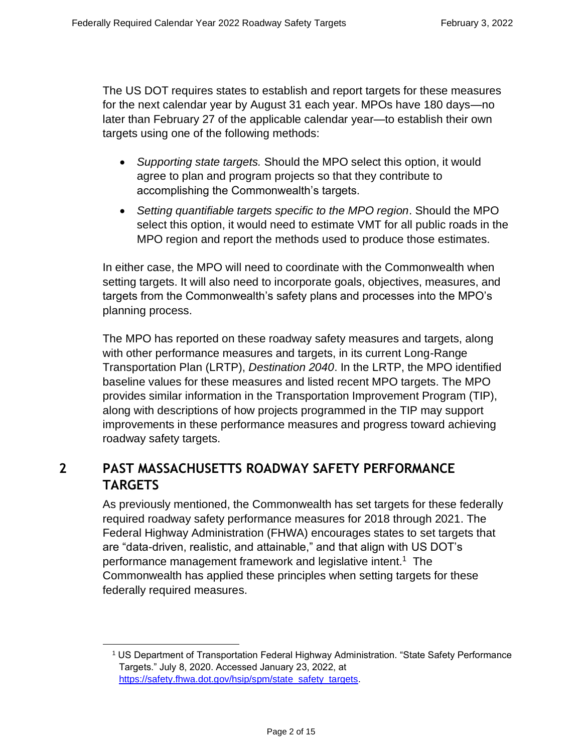The US DOT requires states to establish and report targets for these measures for the next calendar year by August 31 each year. MPOs have 180 days—no later than February 27 of the applicable calendar year—to establish their own targets using one of the following methods:

- *Supporting state targets.* Should the MPO select this option, it would agree to plan and program projects so that they contribute to accomplishing the Commonwealth's targets.
- *Setting quantifiable targets specific to the MPO region*. Should the MPO select this option, it would need to estimate VMT for all public roads in the MPO region and report the methods used to produce those estimates.

In either case, the MPO will need to coordinate with the Commonwealth when setting targets. It will also need to incorporate goals, objectives, measures, and targets from the Commonwealth's safety plans and processes into the MPO's planning process.

The MPO has reported on these roadway safety measures and targets, along with other performance measures and targets, in its current Long-Range Transportation Plan (LRTP), *Destination 2040*. In the LRTP, the MPO identified baseline values for these measures and listed recent MPO targets. The MPO provides similar information in the Transportation Improvement Program (TIP), along with descriptions of how projects programmed in the TIP may support improvements in these performance measures and progress toward achieving roadway safety targets.

## 2 PAST MASSACHUSETTS ROADWAY SAFETY PERFORMANCE TARGETS

As previously mentioned, the Commonwealth has set targets for these federally required roadway safety performance measures for 2018 through 2021. The Federal Highway Administration (FHWA) encourages states to set targets that are "data-driven, realistic, and attainable," and that align with US DOT's performance management framework and legislative intent.[1] The Commonwealth has applied these principles when setting targets for these federally required measures.

[1] US Department of Transportation Federal Highway Administration. "State Safety Performance Targets." July 8, 2020. Accessed January 23, 2022, at [https://safety.fhwa.dot.gov/hsip/spm/state_safety_targets](https://safety.fhwa.dot.gov/hsip/spm/state_safety_targets).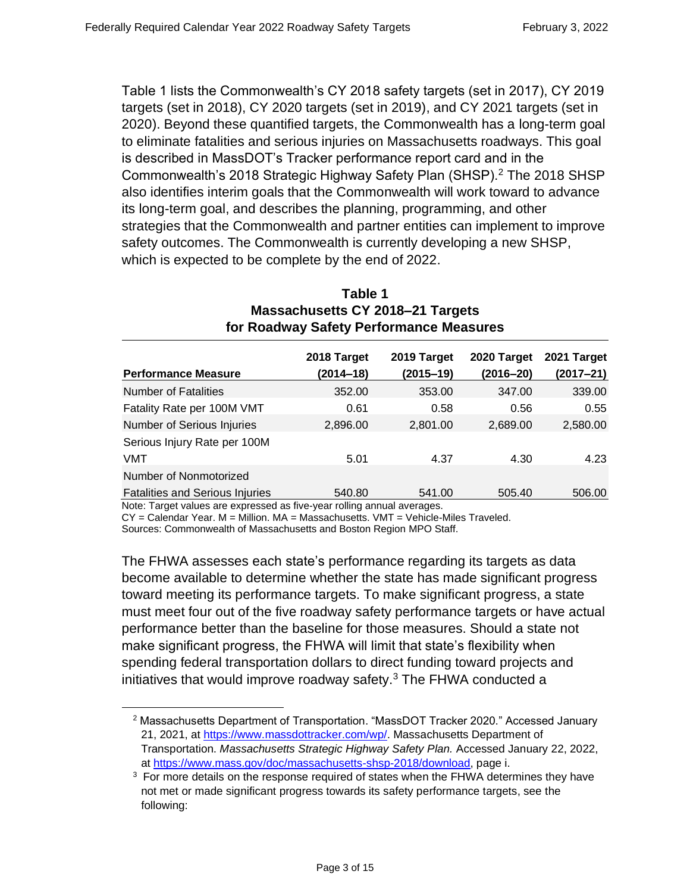Table 1 lists the Commonwealth's CY 2018 safety targets (set in 2017), CY 2019 targets (set in 2018), CY 2020 targets (set in 2019), and CY 2021 targets (set in 2020). Beyond these quantified targets, the Commonwealth has a long-term goal to eliminate fatalities and serious injuries on Massachusetts roadways. This goal is described in MassDOT's Tracker performance report card and in the Commonwealth's 2018 Strategic Highway Safety Plan (SHSP).[2] The 2018 SHSP also identifies interim goals that the Commonwealth will work toward to advance its long-term goal, and describes the planning, programming, and other strategies that the Commonwealth and partner entities can implement to improve safety outcomes. The Commonwealth is currently developing a new SHSP, which is expected to be complete by the end of 2022.

**Table 1**
**Massachusetts CY 2018–21 Targets**
**for Roadway Safety Performance Measures**

| Performance Measure | 2018 Target (2014–18) | 2019 Target (2015–19) | 2020 Target (2016–20) | 2021 Target (2017–21) |
|---|---|---|---|---|
| Number of Fatalities | 352.00 | 353.00 | 347.00 | 339.00 |
| Fatality Rate per 100M VMT | 0.61 | 0.58 | 0.56 | 0.55 |
| Number of Serious Injuries | 2,896.00 | 2,801.00 | 2,689.00 | 2,580.00 |
| Serious Injury Rate per 100M VMT | 5.01 | 4.37 | 4.30 | 4.23 |
| Number of Nonmotorized Fatalities and Serious Injuries | 540.80 | 541.00 | 505.40 | 506.00 |

Note: Target values are expressed as five-year rolling annual averages.
CY = Calendar Year. M = Million. MA = Massachusetts. VMT = Vehicle-Miles Traveled.
Sources: Commonwealth of Massachusetts and Boston Region MPO Staff.

The FHWA assesses each state's performance regarding its targets as data become available to determine whether the state has made significant progress toward meeting its performance targets. To make significant progress, a state must meet four out of the five roadway safety performance targets or have actual performance better than the baseline for those measures. Should a state not make significant progress, the FHWA will limit that state's flexibility when spending federal transportation dollars to direct funding toward projects and initiatives that would improve roadway safety.[3] The FHWA conducted a

[2] Massachusetts Department of Transportation. "MassDOT Tracker 2020." Accessed January 21, 2021, at https://www.massdottracker.com/wp/. Massachusetts Department of Transportation. *Massachusetts Strategic Highway Safety Plan.* Accessed January 22, 2022, at https://www.mass.gov/doc/massachusetts-shsp-2018/download, page i.

[3] For more details on the response required of states when the FHWA determines they have not met or made significant progress towards its safety performance targets, see the following: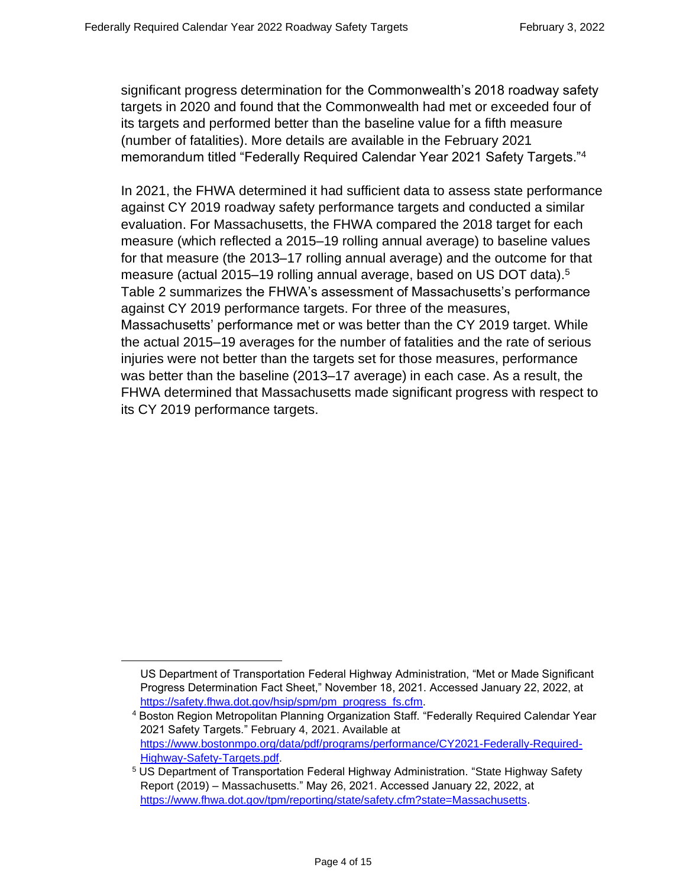significant progress determination for the Commonwealth's 2018 roadway safety targets in 2020 and found that the Commonwealth had met or exceeded four of its targets and performed better than the baseline value for a fifth measure (number of fatalities). More details are available in the February 2021 memorandum titled "Federally Required Calendar Year 2021 Safety Targets."[4]

In 2021, the FHWA determined it had sufficient data to assess state performance against CY 2019 roadway safety performance targets and conducted a similar evaluation. For Massachusetts, the FHWA compared the 2018 target for each measure (which reflected a 2015–19 rolling annual average) to baseline values for that measure (the 2013–17 rolling annual average) and the outcome for that measure (actual 2015–19 rolling annual average, based on US DOT data).[5] Table 2 summarizes the FHWA's assessment of Massachusetts's performance against CY 2019 performance targets. For three of the measures, Massachusetts' performance met or was better than the CY 2019 target. While the actual 2015–19 averages for the number of fatalities and the rate of serious injuries were not better than the targets set for those measures, performance was better than the baseline (2013–17 average) in each case. As a result, the FHWA determined that Massachusetts made significant progress with respect to its CY 2019 performance targets.

---

US Department of Transportation Federal Highway Administration, "Met or Made Significant Progress Determination Fact Sheet," November 18, 2021. Accessed January 22, 2022, at https://safety.fhwa.dot.gov/hsip/spm/pm_progress_fs.cfm.

[4] Boston Region Metropolitan Planning Organization Staff. "Federally Required Calendar Year 2021 Safety Targets." February 4, 2021. Available at https://www.bostonmpo.org/data/pdf/programs/performance/CY2021-Federally-Required-Highway-Safety-Targets.pdf.

[5] US Department of Transportation Federal Highway Administration. "State Highway Safety Report (2019) – Massachusetts." May 26, 2021. Accessed January 22, 2022, at https://www.fhwa.dot.gov/tpm/reporting/state/safety.cfm?state=Massachusetts.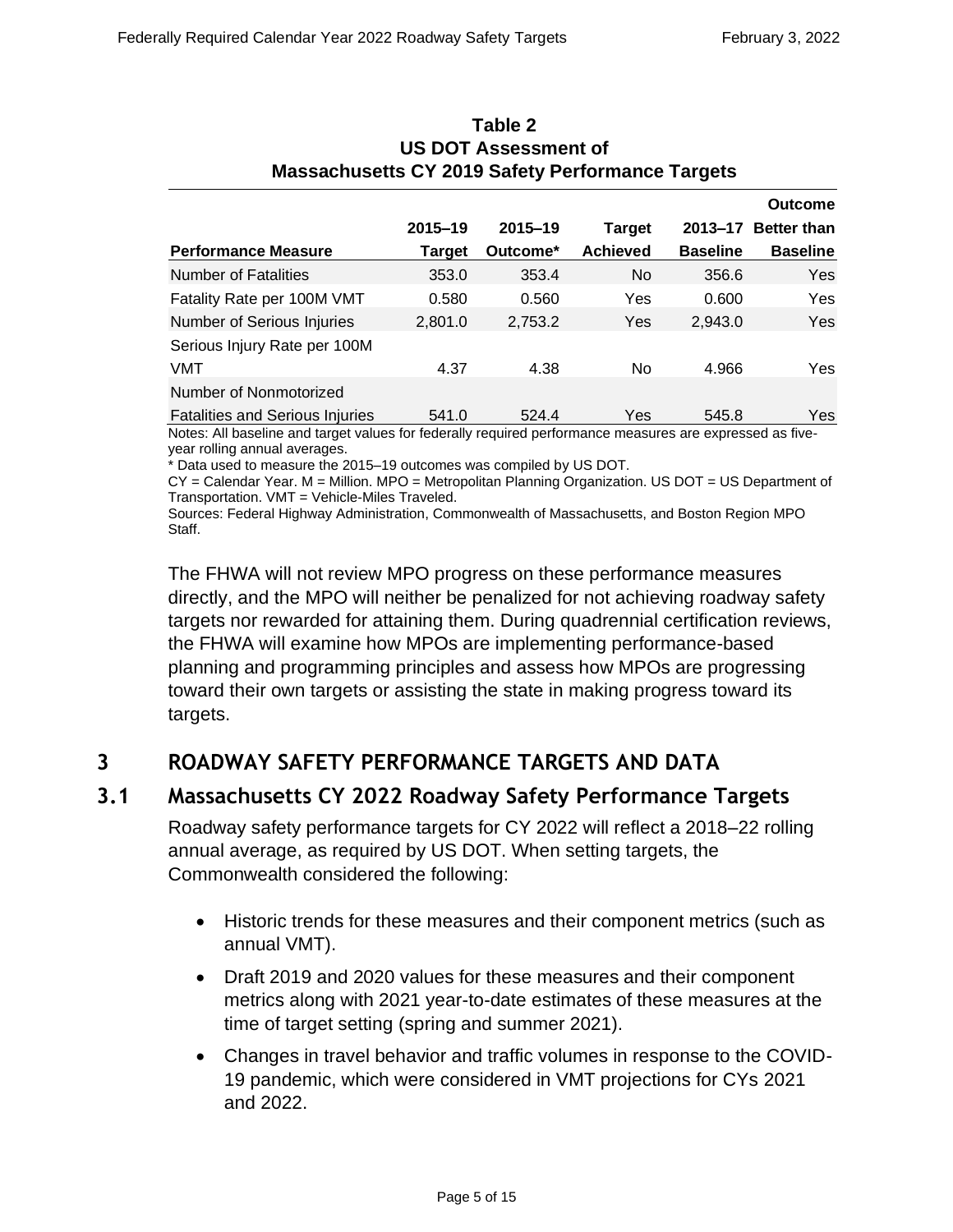**Table 2**
**US DOT Assessment of**
**Massachusetts CY 2019 Safety Performance Targets**

| Performance Measure | 2015–19 Target | 2015–19 Outcome* | Target Achieved | 2013–17 Baseline | Outcome Better than Baseline |
|---|---|---|---|---|---|
| Number of Fatalities | 353.0 | 353.4 | No | 356.6 | Yes |
| Fatality Rate per 100M VMT | 0.580 | 0.560 | Yes | 0.600 | Yes |
| Number of Serious Injuries | 2,801.0 | 2,753.2 | Yes | 2,943.0 | Yes |
| Serious Injury Rate per 100M VMT | 4.37 | 4.38 | No | 4.966 | Yes |
| Number of Nonmotorized Fatalities and Serious Injuries | 541.0 | 524.4 | Yes | 545.8 | Yes |

Notes: All baseline and target values for federally required performance measures are expressed as five-year rolling annual averages.
* Data used to measure the 2015–19 outcomes was compiled by US DOT.
CY = Calendar Year. M = Million. MPO = Metropolitan Planning Organization. US DOT = US Department of Transportation. VMT = Vehicle-Miles Traveled.
Sources: Federal Highway Administration, Commonwealth of Massachusetts, and Boston Region MPO Staff.

The FHWA will not review MPO progress on these performance measures directly, and the MPO will neither be penalized for not achieving roadway safety targets nor rewarded for attaining them. During quadrennial certification reviews, the FHWA will examine how MPOs are implementing performance-based planning and programming principles and assess how MPOs are progressing toward their own targets or assisting the state in making progress toward its targets.

# 3 ROADWAY SAFETY PERFORMANCE TARGETS AND DATA

## 3.1 Massachusetts CY 2022 Roadway Safety Performance Targets

Roadway safety performance targets for CY 2022 will reflect a 2018–22 rolling annual average, as required by US DOT. When setting targets, the Commonwealth considered the following:

- Historic trends for these measures and their component metrics (such as annual VMT).
- Draft 2019 and 2020 values for these measures and their component metrics along with 2021 year-to-date estimates of these measures at the time of target setting (spring and summer 2021).
- Changes in travel behavior and traffic volumes in response to the COVID-19 pandemic, which were considered in VMT projections for CYs 2021 and 2022.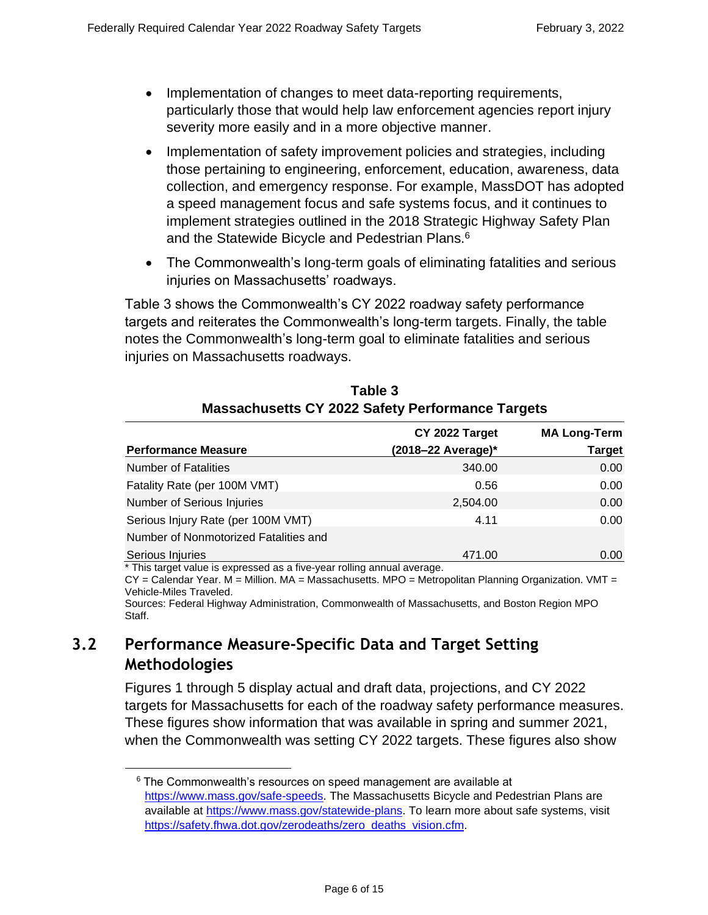- Implementation of changes to meet data-reporting requirements, particularly those that would help law enforcement agencies report injury severity more easily and in a more objective manner.
- Implementation of safety improvement policies and strategies, including those pertaining to engineering, enforcement, education, awareness, data collection, and emergency response. For example, MassDOT has adopted a speed management focus and safe systems focus, and it continues to implement strategies outlined in the 2018 Strategic Highway Safety Plan and the Statewide Bicycle and Pedestrian Plans.[6]
- The Commonwealth's long-term goals of eliminating fatalities and serious injuries on Massachusetts' roadways.

Table 3 shows the Commonwealth's CY 2022 roadway safety performance targets and reiterates the Commonwealth's long-term targets. Finally, the table notes the Commonwealth's long-term goal to eliminate fatalities and serious injuries on Massachusetts roadways.

**Table 3**
**Massachusetts CY 2022 Safety Performance Targets**

| Performance Measure | CY 2022 Target (2018–22 Average)* | MA Long-Term Target |
|---|---|---|
| Number of Fatalities | 340.00 | 0.00 |
| Fatality Rate (per 100M VMT) | 0.56 | 0.00 |
| Number of Serious Injuries | 2,504.00 | 0.00 |
| Serious Injury Rate (per 100M VMT) | 4.11 | 0.00 |
| Number of Nonmotorized Fatalities and Serious Injuries | 471.00 | 0.00 |

* This target value is expressed as a five-year rolling annual average.
CY = Calendar Year. M = Million. MA = Massachusetts. MPO = Metropolitan Planning Organization. VMT = Vehicle-Miles Traveled.
Sources: Federal Highway Administration, Commonwealth of Massachusetts, and Boston Region MPO Staff.

## 3.2 Performance Measure-Specific Data and Target Setting Methodologies

Figures 1 through 5 display actual and draft data, projections, and CY 2022 targets for Massachusetts for each of the roadway safety performance measures. These figures show information that was available in spring and summer 2021, when the Commonwealth was setting CY 2022 targets. These figures also show

[6] The Commonwealth's resources on speed management are available at https://www.mass.gov/safe-speeds. The Massachusetts Bicycle and Pedestrian Plans are available at https://www.mass.gov/statewide-plans. To learn more about safe systems, visit https://safety.fhwa.dot.gov/zerodeaths/zero_deaths_vision.cfm.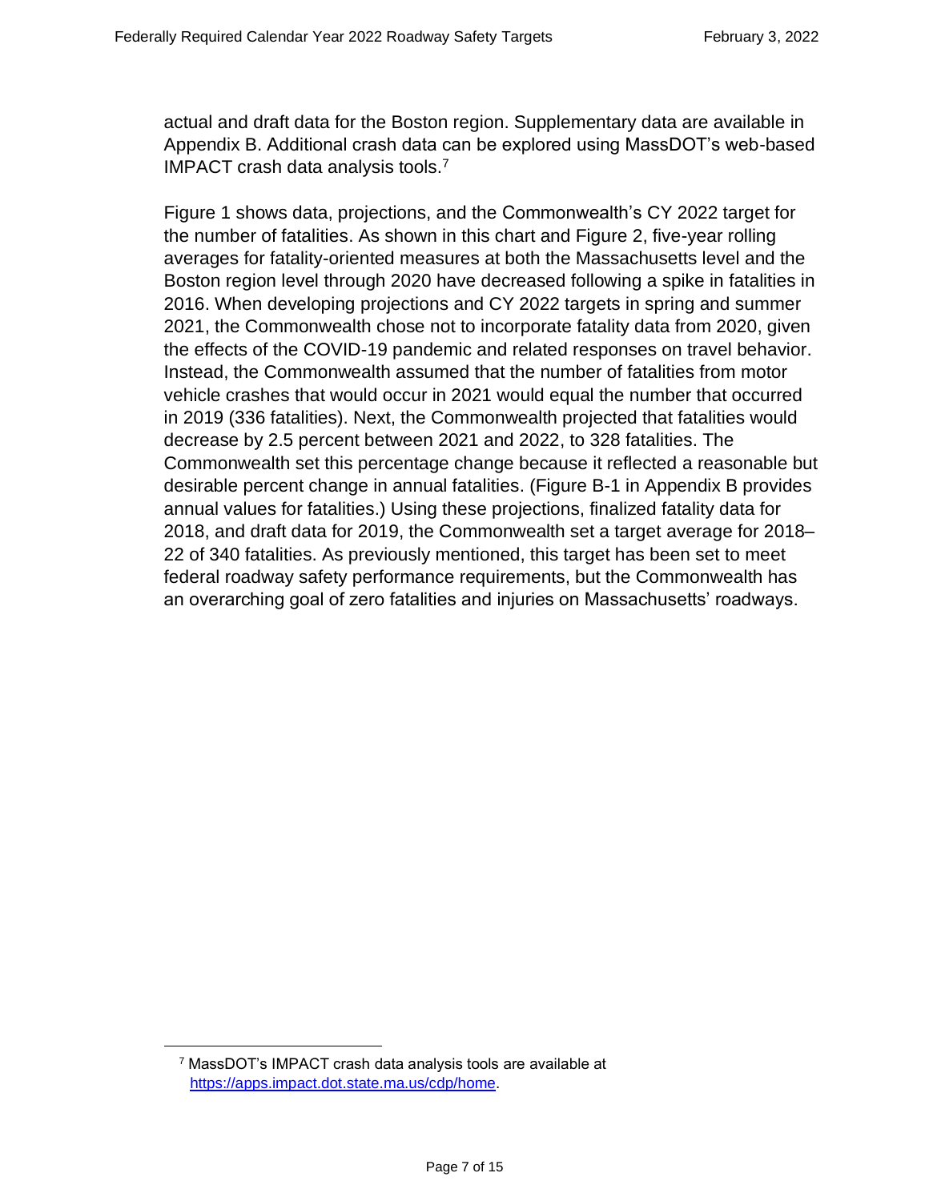actual and draft data for the Boston region. Supplementary data are available in Appendix B. Additional crash data can be explored using MassDOT's web-based IMPACT crash data analysis tools.[7]

Figure 1 shows data, projections, and the Commonwealth's CY 2022 target for the number of fatalities. As shown in this chart and Figure 2, five-year rolling averages for fatality-oriented measures at both the Massachusetts level and the Boston region level through 2020 have decreased following a spike in fatalities in 2016. When developing projections and CY 2022 targets in spring and summer 2021, the Commonwealth chose not to incorporate fatality data from 2020, given the effects of the COVID-19 pandemic and related responses on travel behavior. Instead, the Commonwealth assumed that the number of fatalities from motor vehicle crashes that would occur in 2021 would equal the number that occurred in 2019 (336 fatalities). Next, the Commonwealth projected that fatalities would decrease by 2.5 percent between 2021 and 2022, to 328 fatalities. The Commonwealth set this percentage change because it reflected a reasonable but desirable percent change in annual fatalities. (Figure B-1 in Appendix B provides annual values for fatalities.) Using these projections, finalized fatality data for 2018, and draft data for 2019, the Commonwealth set a target average for 2018–22 of 340 fatalities. As previously mentioned, this target has been set to meet federal roadway safety performance requirements, but the Commonwealth has an overarching goal of zero fatalities and injuries on Massachusetts' roadways.

[7] MassDOT's IMPACT crash data analysis tools are available at https://apps.impact.dot.state.ma.us/cdp/home.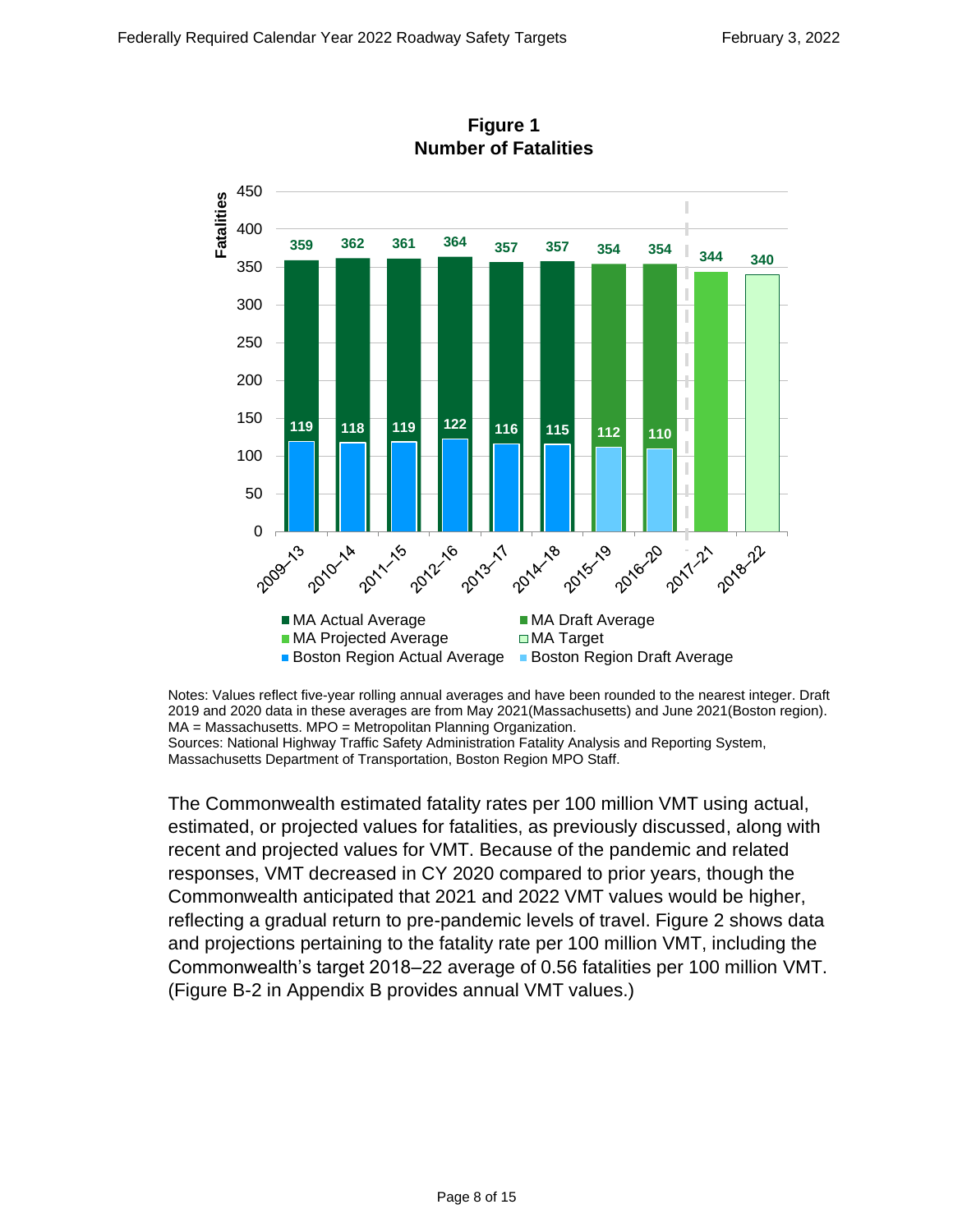**Figure 1**
**Number of Fatalities**

| Period | MA | Boston Region |
|---|---|---|
| 2009–13 | 359 | 119 |
| 2010–14 | 362 | 118 |
| 2011–15 | 361 | 119 |
| 2012–16 | 364 | 122 |
| 2013–17 | 357 | 116 |
| 2014–18 | 357 | 115 |
| 2015–19 | 354 | 112 |
| 2016–20 | 354 | 110 |
| 2017–21 | 344 | |
| 2018–22 | 340 | |

MA Actual Average (2009–13 to 2014–18); MA Draft Average (2015–19, 2016–20); MA Projected Average (2017–21); MA Target (2018–22); Boston Region Actual Average (2009–13 to 2014–18); Boston Region Draft Average (2015–19, 2016–20)

Notes: Values reflect five-year rolling annual averages and have been rounded to the nearest integer. Draft 2019 and 2020 data in these averages are from May 2021(Massachusetts) and June 2021(Boston region). MA = Massachusetts. MPO = Metropolitan Planning Organization.
Sources: National Highway Traffic Safety Administration Fatality Analysis and Reporting System, Massachusetts Department of Transportation, Boston Region MPO Staff.

The Commonwealth estimated fatality rates per 100 million VMT using actual, estimated, or projected values for fatalities, as previously discussed, along with recent and projected values for VMT. Because of the pandemic and related responses, VMT decreased in CY 2020 compared to prior years, though the Commonwealth anticipated that 2021 and 2022 VMT values would be higher, reflecting a gradual return to pre-pandemic levels of travel. Figure 2 shows data and projections pertaining to the fatality rate per 100 million VMT, including the Commonwealth's target 2018–22 average of 0.56 fatalities per 100 million VMT. (Figure B-2 in Appendix B provides annual VMT values.)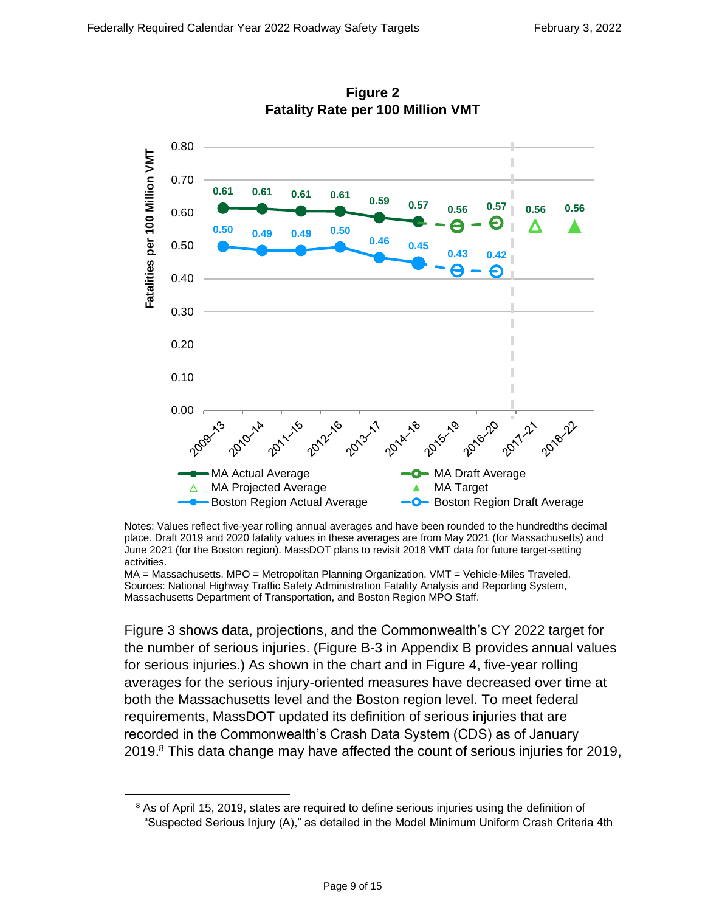**Figure 2**
**Fatality Rate per 100 Million VMT**

| Period | MA Actual Average | MA Draft Average | MA Projected Average | MA Target | Boston Region Actual Average | Boston Region Draft Average |
|---|---|---|---|---|---|---|
| 2009–13 | 0.61 | | | | 0.50 | |
| 2010–14 | 0.61 | | | | 0.49 | |
| 2011–15 | 0.61 | | | | 0.49 | |
| 2012–16 | 0.61 | | | | 0.50 | |
| 2013–17 | 0.59 | | | | 0.46 | |
| 2014–18 | 0.57 | | | | 0.45 | |
| 2015–19 | | 0.56 | | | | 0.43 |
| 2016–20 | | 0.57 | | | | 0.42 |
| 2017–21 | | | 0.56 | | | |
| 2018–22 | | | | 0.56 | | |

Notes: Values reflect five-year rolling annual averages and have been rounded to the hundredths decimal place. Draft 2019 and 2020 fatality values in these averages are from May 2021 (for Massachusetts) and June 2021 (for the Boston region). MassDOT plans to revisit 2018 VMT data for future target-setting activities.
MA = Massachusetts. MPO = Metropolitan Planning Organization. VMT = Vehicle-Miles Traveled.
Sources: National Highway Traffic Safety Administration Fatality Analysis and Reporting System, Massachusetts Department of Transportation, and Boston Region MPO Staff.

Figure 3 shows data, projections, and the Commonwealth's CY 2022 target for the number of serious injuries. (Figure B-3 in Appendix B provides annual values for serious injuries.) As shown in the chart and in Figure 4, five-year rolling averages for the serious injury-oriented measures have decreased over time at both the Massachusetts level and the Boston region level. To meet federal requirements, MassDOT updated its definition of serious injuries that are recorded in the Commonwealth's Crash Data System (CDS) as of January 2019.[8] This data change may have affected the count of serious injuries for 2019,

[8] As of April 15, 2019, states are required to define serious injuries using the definition of "Suspected Serious Injury (A)," as detailed in the Model Minimum Uniform Crash Criteria 4th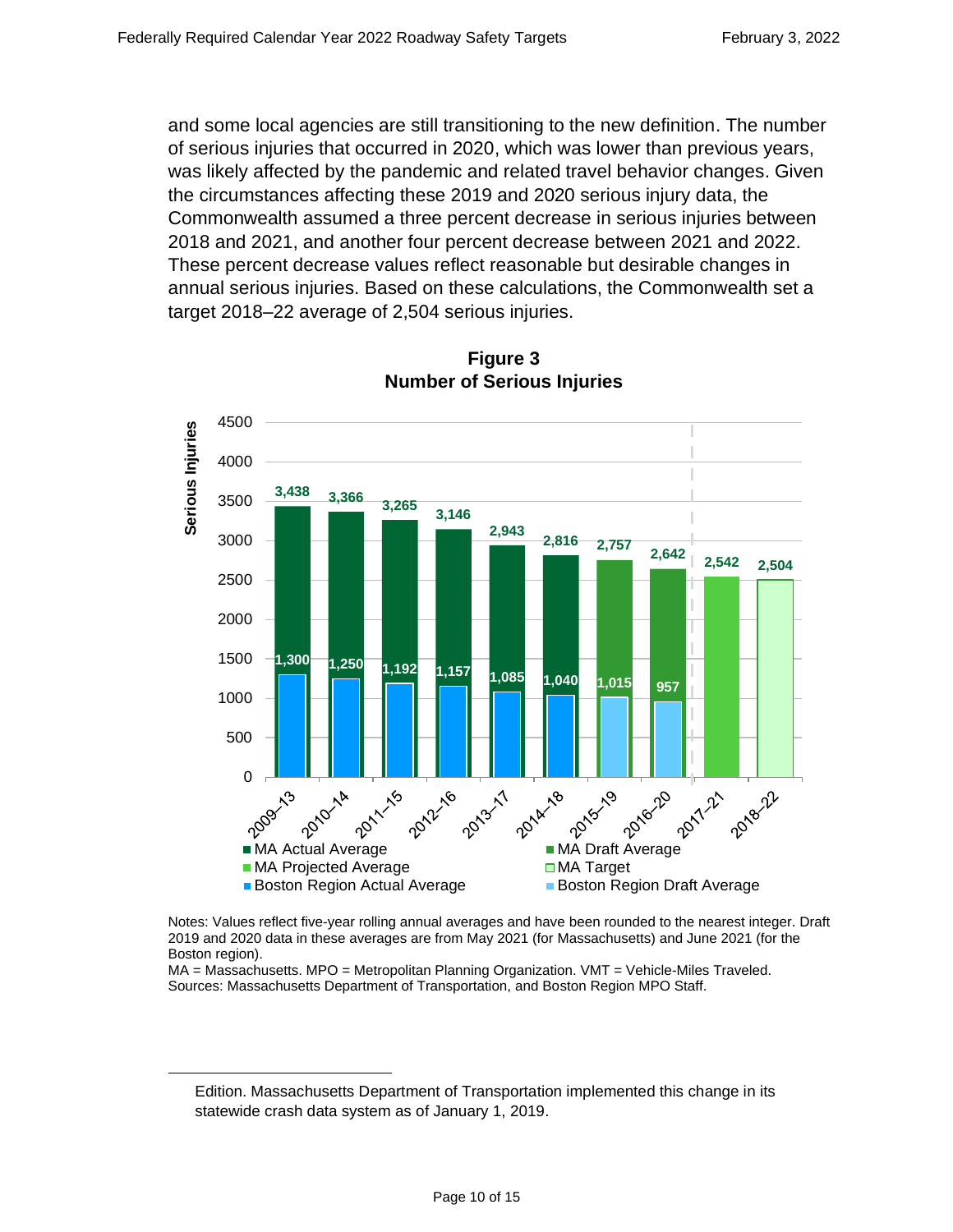and some local agencies are still transitioning to the new definition. The number of serious injuries that occurred in 2020, which was lower than previous years, was likely affected by the pandemic and related travel behavior changes. Given the circumstances affecting these 2019 and 2020 serious injury data, the Commonwealth assumed a three percent decrease in serious injuries between 2018 and 2021, and another four percent decrease between 2021 and 2022. These percent decrease values reflect reasonable but desirable changes in annual serious injuries. Based on these calculations, the Commonwealth set a target 2018–22 average of 2,504 serious injuries.

**Figure 3**
**Number of Serious Injuries**

| Period | MA Average | Boston Region Average |
|---|---|---|
| 2009–13 | 3,438 (Actual) | 1,300 (Actual) |
| 2010–14 | 3,366 (Actual) | 1,250 (Actual) |
| 2011–15 | 3,265 (Actual) | 1,192 (Actual) |
| 2012–16 | 3,146 (Actual) | 1,157 (Actual) |
| 2013–17 | 2,943 (Actual) | 1,085 (Actual) |
| 2014–18 | 2,816 (Actual) | 1,040 (Actual) |
| 2015–19 | 2,757 (Draft) | 1,015 (Draft) |
| 2016–20 | 2,642 (Draft) | 957 (Draft) |
| 2017–21 | 2,542 (Projected) | |
| 2018–22 | 2,504 (Target) | |

Notes: Values reflect five-year rolling annual averages and have been rounded to the nearest integer. Draft 2019 and 2020 data in these averages are from May 2021 (for Massachusetts) and June 2021 (for the Boston region).
MA = Massachusetts. MPO = Metropolitan Planning Organization. VMT = Vehicle-Miles Traveled.
Sources: Massachusetts Department of Transportation, and Boston Region MPO Staff.

---

Edition. Massachusetts Department of Transportation implemented this change in its statewide crash data system as of January 1, 2019.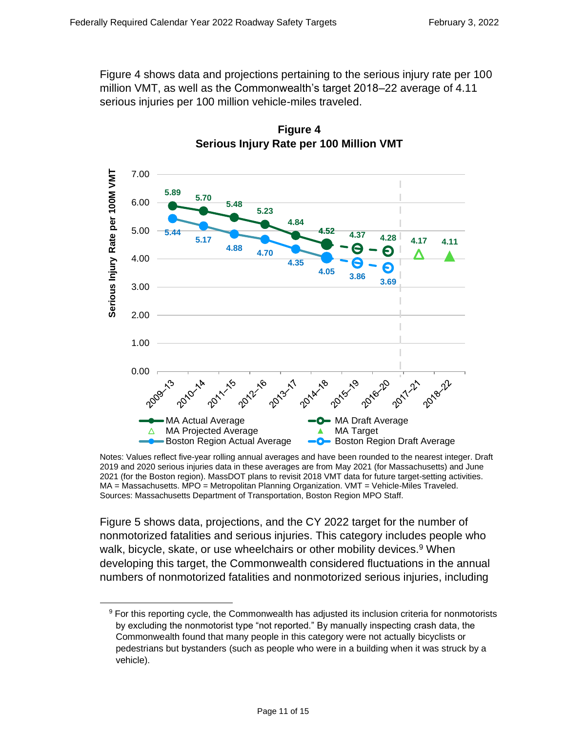Figure 4 shows data and projections pertaining to the serious injury rate per 100 million VMT, as well as the Commonwealth's target 2018–22 average of 4.11 serious injuries per 100 million vehicle-miles traveled.

**Figure 4**
**Serious Injury Rate per 100 Million VMT**

| Period | MA Actual Average | MA Draft Average | MA Projected Average | MA Target | Boston Region Actual Average | Boston Region Draft Average |
|---|---|---|---|---|---|---|
| 2009–13 | 5.89 | | | | 5.44 | |
| 2010–14 | 5.70 | | | | 5.17 | |
| 2011–15 | 5.48 | | | | 4.88 | |
| 2012–16 | 5.23 | | | | 4.70 | |
| 2013–17 | 4.84 | | | | 4.35 | |
| 2014–18 | 4.52 | | | | 4.05 | |
| 2015–19 | | 4.37 | | | | 3.86 |
| 2016–20 | | 4.28 | | | | 3.69 |
| 2017–21 | | | 4.17 | | | |
| 2018–22 | | | | 4.11 | | |

Notes: Values reflect five-year rolling annual averages and have been rounded to the nearest integer. Draft 2019 and 2020 serious injuries data in these averages are from May 2021 (for Massachusetts) and June 2021 (for the Boston region). MassDOT plans to revisit 2018 VMT data for future target-setting activities. MA = Massachusetts. MPO = Metropolitan Planning Organization. VMT = Vehicle-Miles Traveled.
Sources: Massachusetts Department of Transportation, Boston Region MPO Staff.

Figure 5 shows data, projections, and the CY 2022 target for the number of nonmotorized fatalities and serious injuries. This category includes people who walk, bicycle, skate, or use wheelchairs or other mobility devices.[9] When developing this target, the Commonwealth considered fluctuations in the annual numbers of nonmotorized fatalities and nonmotorized serious injuries, including

[9] For this reporting cycle, the Commonwealth has adjusted its inclusion criteria for nonmotorists by excluding the nonmotorist type "not reported." By manually inspecting crash data, the Commonwealth found that many people in this category were not actually bicyclists or pedestrians but bystanders (such as people who were in a building when it was struck by a vehicle).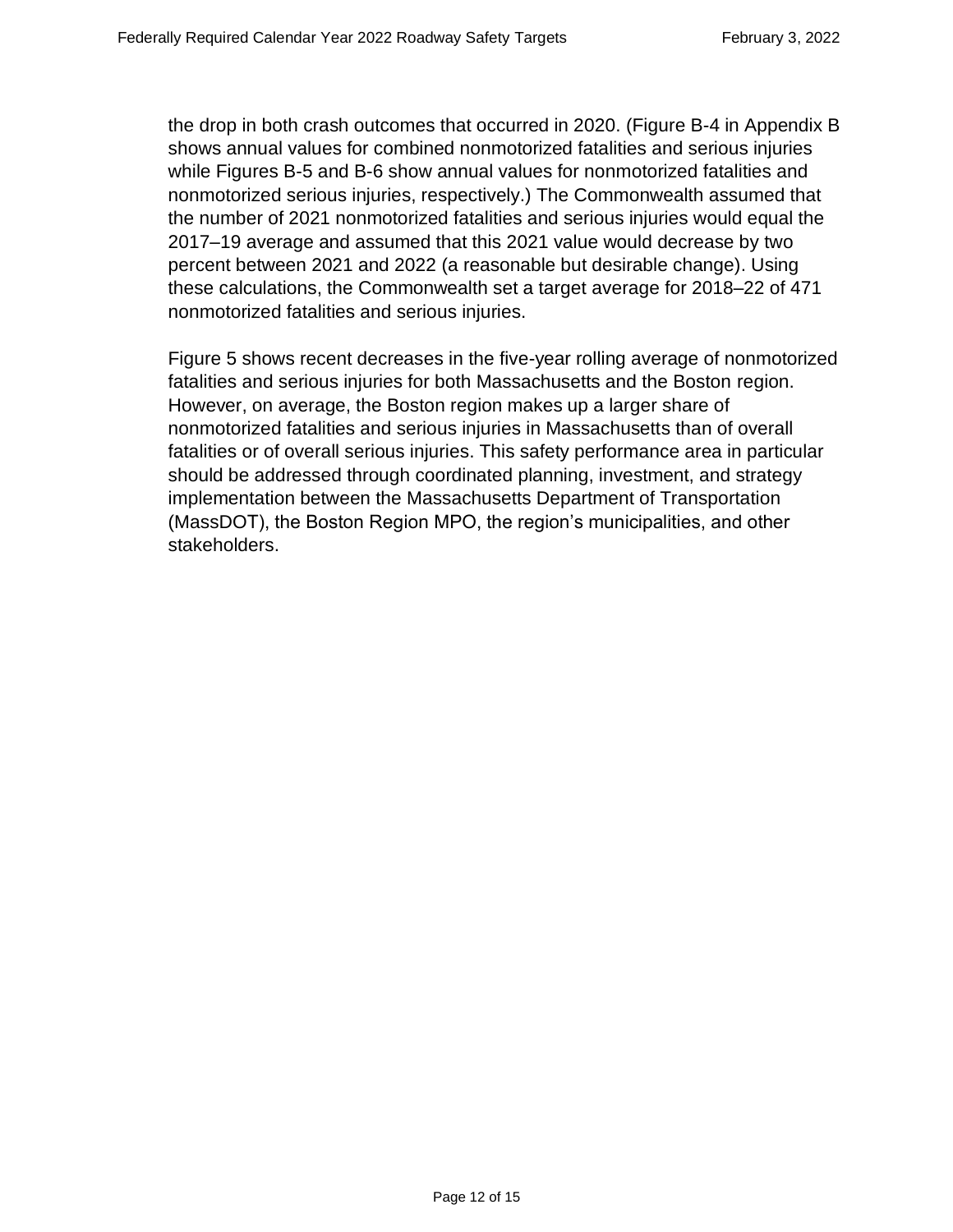the drop in both crash outcomes that occurred in 2020. (Figure B-4 in Appendix B shows annual values for combined nonmotorized fatalities and serious injuries while Figures B-5 and B-6 show annual values for nonmotorized fatalities and nonmotorized serious injuries, respectively.) The Commonwealth assumed that the number of 2021 nonmotorized fatalities and serious injuries would equal the 2017–19 average and assumed that this 2021 value would decrease by two percent between 2021 and 2022 (a reasonable but desirable change). Using these calculations, the Commonwealth set a target average for 2018–22 of 471 nonmotorized fatalities and serious injuries.

Figure 5 shows recent decreases in the five-year rolling average of nonmotorized fatalities and serious injuries for both Massachusetts and the Boston region. However, on average, the Boston region makes up a larger share of nonmotorized fatalities and serious injuries in Massachusetts than of overall fatalities or of overall serious injuries. This safety performance area in particular should be addressed through coordinated planning, investment, and strategy implementation between the Massachusetts Department of Transportation (MassDOT), the Boston Region MPO, the region's municipalities, and other stakeholders.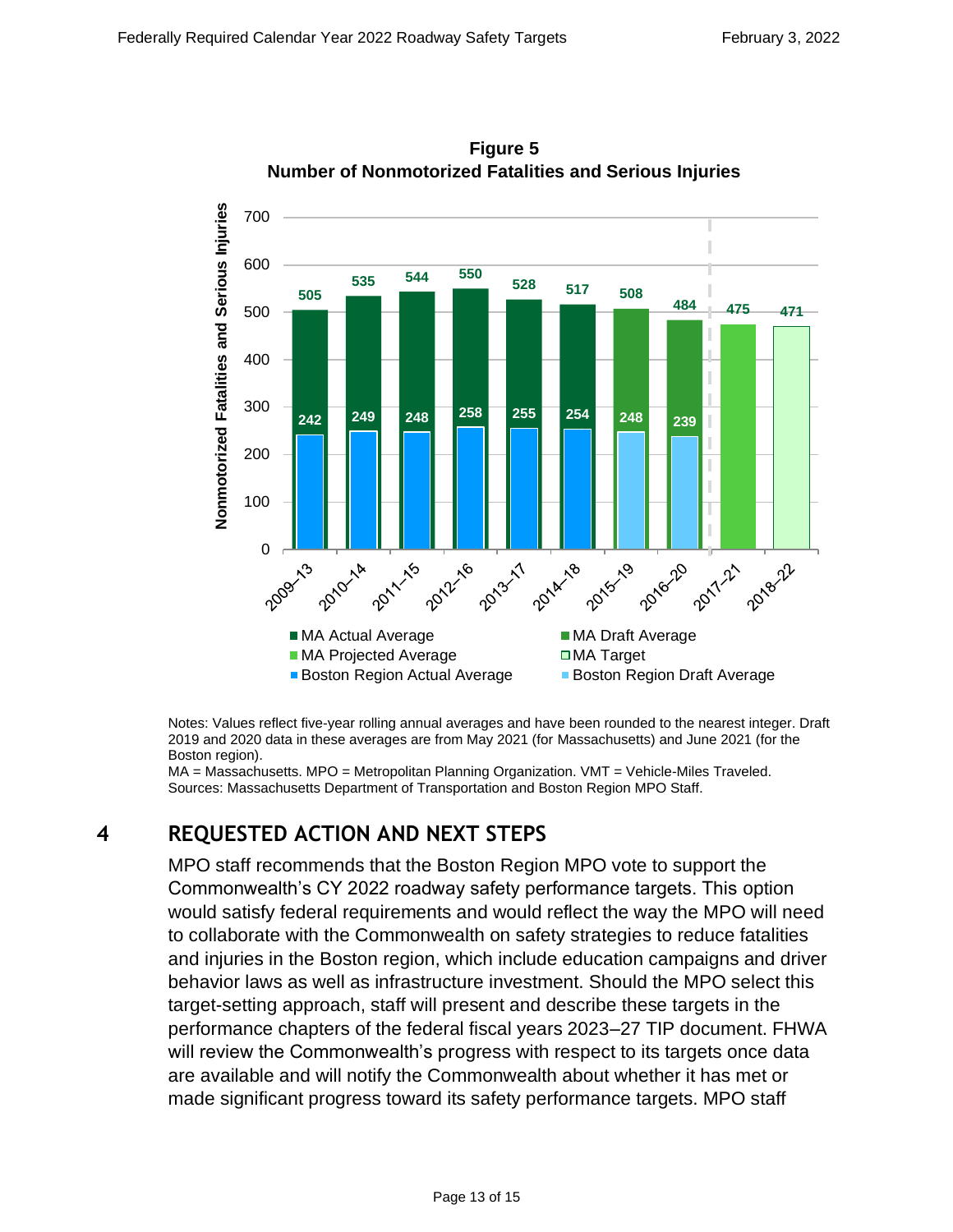**Figure 5**
**Number of Nonmotorized Fatalities and Serious Injuries**

| Period | MA | Boston Region |
| --- | --- | --- |
| 2009–13 | 505 | 242 |
| 2010–14 | 535 | 249 |
| 2011–15 | 544 | 248 |
| 2012–16 | 550 | 258 |
| 2013–17 | 528 | 255 |
| 2014–18 | 517 | 254 |
| 2015–19 | 508 | 248 |
| 2016–20 | 484 | 239 |
| 2017–21 | 475 | |
| 2018–22 | 471 | |

Legend: MA Actual Average (2009–13 through 2014–18); MA Draft Average (2015–19, 2016–20); MA Projected Average (2017–21); MA Target (2018–22); Boston Region Actual Average (2009–13 through 2014–18); Boston Region Draft Average (2015–19, 2016–20).

Notes: Values reflect five-year rolling annual averages and have been rounded to the nearest integer. Draft 2019 and 2020 data in these averages are from May 2021 (for Massachusetts) and June 2021 (for the Boston region).
MA = Massachusetts. MPO = Metropolitan Planning Organization. VMT = Vehicle-Miles Traveled.
Sources: Massachusetts Department of Transportation and Boston Region MPO Staff.

# 4 REQUESTED ACTION AND NEXT STEPS

MPO staff recommends that the Boston Region MPO vote to support the Commonwealth's CY 2022 roadway safety performance targets. This option would satisfy federal requirements and would reflect the way the MPO will need to collaborate with the Commonwealth on safety strategies to reduce fatalities and injuries in the Boston region, which include education campaigns and driver behavior laws as well as infrastructure investment. Should the MPO select this target-setting approach, staff will present and describe these targets in the performance chapters of the federal fiscal years 2023–27 TIP document. FHWA will review the Commonwealth's progress with respect to its targets once data are available and will notify the Commonwealth about whether it has met or made significant progress toward its safety performance targets. MPO staff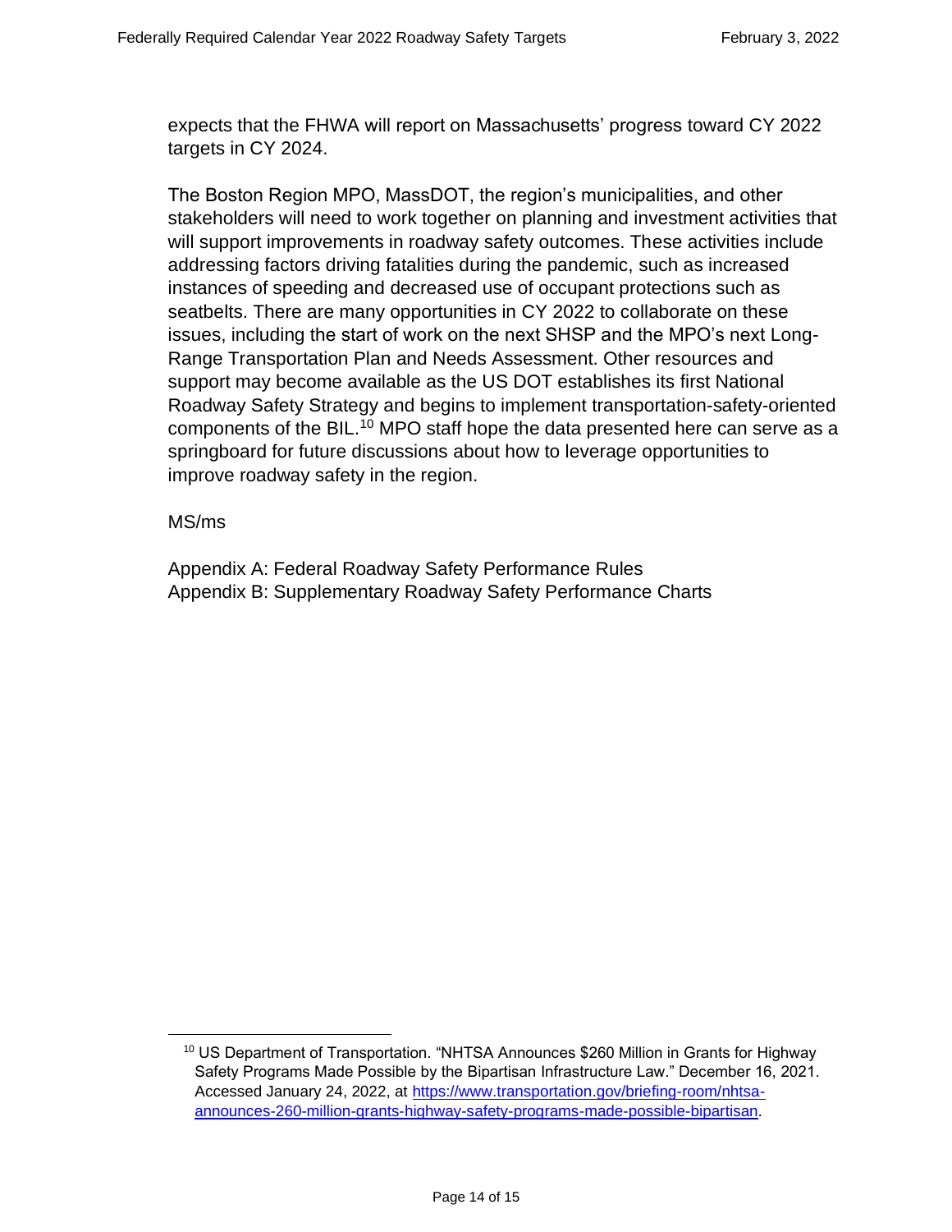expects that the FHWA will report on Massachusetts' progress toward CY 2022 targets in CY 2024.

The Boston Region MPO, MassDOT, the region's municipalities, and other stakeholders will need to work together on planning and investment activities that will support improvements in roadway safety outcomes. These activities include addressing factors driving fatalities during the pandemic, such as increased instances of speeding and decreased use of occupant protections such as seatbelts. There are many opportunities in CY 2022 to collaborate on these issues, including the start of work on the next SHSP and the MPO's next Long-Range Transportation Plan and Needs Assessment. Other resources and support may become available as the US DOT establishes its first National Roadway Safety Strategy and begins to implement transportation-safety-oriented components of the BIL.[10] MPO staff hope the data presented here can serve as a springboard for future discussions about how to leverage opportunities to improve roadway safety in the region.

MS/ms

Appendix A: Federal Roadway Safety Performance Rules
Appendix B: Supplementary Roadway Safety Performance Charts

---

[10] US Department of Transportation. "NHTSA Announces $260 Million in Grants for Highway Safety Programs Made Possible by the Bipartisan Infrastructure Law." December 16, 2021. Accessed January 24, 2022, at [https://www.transportation.gov/briefing-room/nhtsa-announces-260-million-grants-highway-safety-programs-made-possible-bipartisan](https://www.transportation.gov/briefing-room/nhtsa-announces-260-million-grants-highway-safety-programs-made-possible-bipartisan).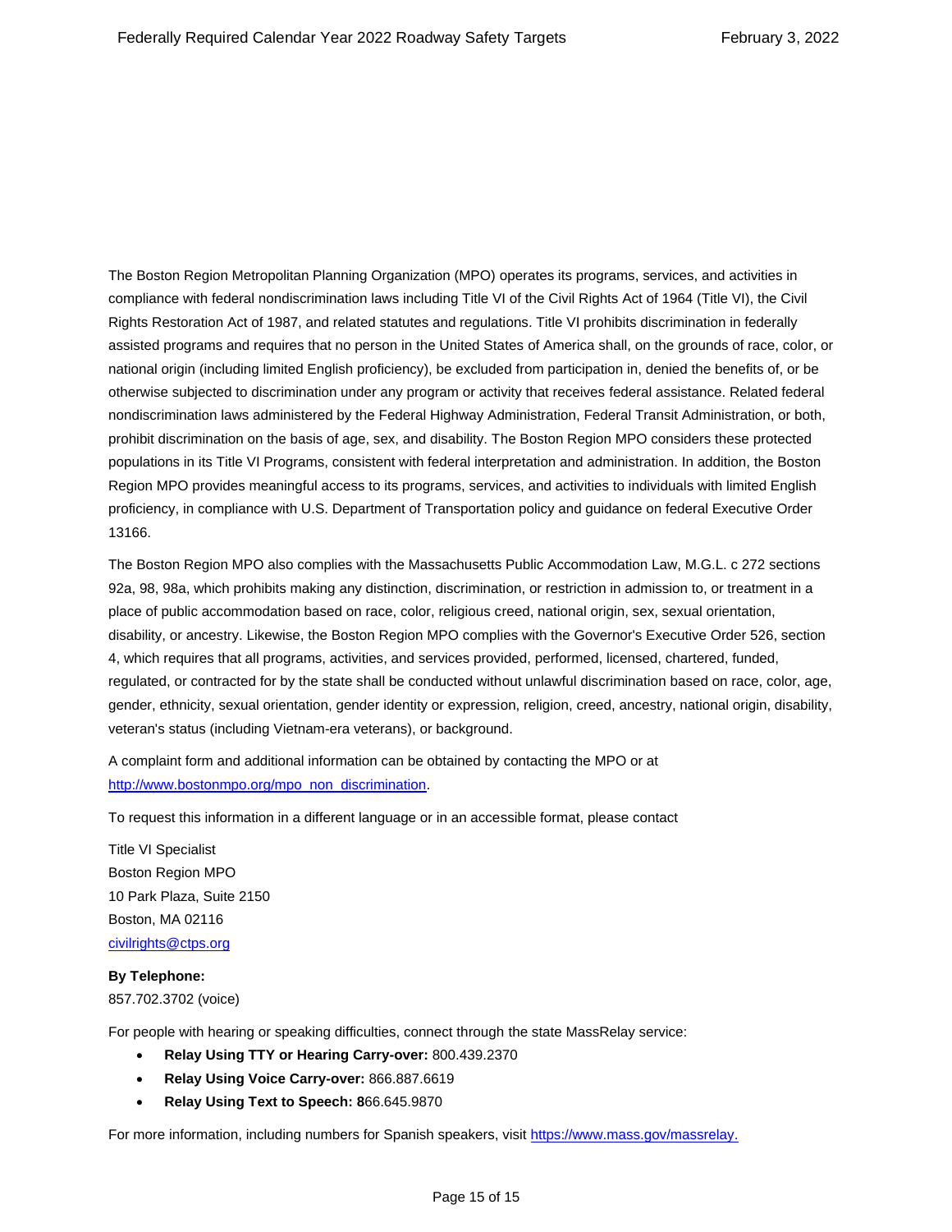The Boston Region Metropolitan Planning Organization (MPO) operates its programs, services, and activities in compliance with federal nondiscrimination laws including Title VI of the Civil Rights Act of 1964 (Title VI), the Civil Rights Restoration Act of 1987, and related statutes and regulations. Title VI prohibits discrimination in federally assisted programs and requires that no person in the United States of America shall, on the grounds of race, color, or national origin (including limited English proficiency), be excluded from participation in, denied the benefits of, or be otherwise subjected to discrimination under any program or activity that receives federal assistance. Related federal nondiscrimination laws administered by the Federal Highway Administration, Federal Transit Administration, or both, prohibit discrimination on the basis of age, sex, and disability. The Boston Region MPO considers these protected populations in its Title VI Programs, consistent with federal interpretation and administration. In addition, the Boston Region MPO provides meaningful access to its programs, services, and activities to individuals with limited English proficiency, in compliance with U.S. Department of Transportation policy and guidance on federal Executive Order 13166.

The Boston Region MPO also complies with the Massachusetts Public Accommodation Law, M.G.L. c 272 sections 92a, 98, 98a, which prohibits making any distinction, discrimination, or restriction in admission to, or treatment in a place of public accommodation based on race, color, religious creed, national origin, sex, sexual orientation, disability, or ancestry. Likewise, the Boston Region MPO complies with the Governor's Executive Order 526, section 4, which requires that all programs, activities, and services provided, performed, licensed, chartered, funded, regulated, or contracted for by the state shall be conducted without unlawful discrimination based on race, color, age, gender, ethnicity, sexual orientation, gender identity or expression, religion, creed, ancestry, national origin, disability, veteran's status (including Vietnam-era veterans), or background.

A complaint form and additional information can be obtained by contacting the MPO or at [http://www.bostonmpo.org/mpo_non_discrimination](http://www.bostonmpo.org/mpo_non_discrimination).

To request this information in a different language or in an accessible format, please contact

Title VI Specialist
Boston Region MPO
10 Park Plaza, Suite 2150
Boston, MA 02116
[civilrights@ctps.org](mailto:civilrights@ctps.org)

**By Telephone:**
857.702.3702 (voice)

For people with hearing or speaking difficulties, connect through the state MassRelay service:

- **Relay Using TTY or Hearing Carry-over:** 800.439.2370
- **Relay Using Voice Carry-over:** 866.887.6619
- **Relay Using Text to Speech: 8**66.645.9870

For more information, including numbers for Spanish speakers, visit [https://www.mass.gov/massrelay.](https://www.mass.gov/massrelay)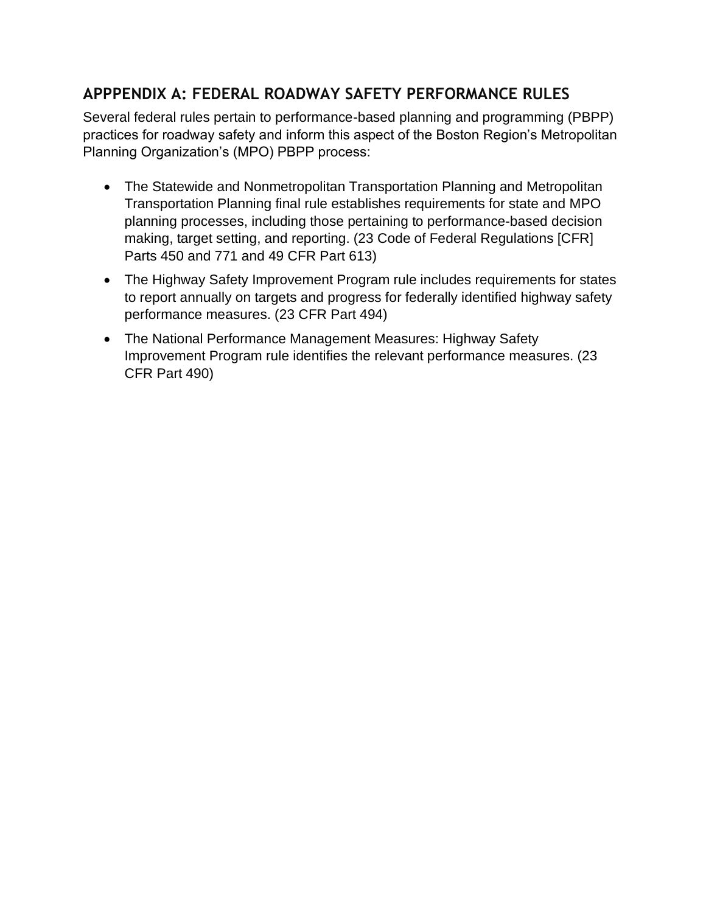## APPPENDIX A: FEDERAL ROADWAY SAFETY PERFORMANCE RULES

Several federal rules pertain to performance-based planning and programming (PBPP) practices for roadway safety and inform this aspect of the Boston Region's Metropolitan Planning Organization's (MPO) PBPP process:

- The Statewide and Nonmetropolitan Transportation Planning and Metropolitan Transportation Planning final rule establishes requirements for state and MPO planning processes, including those pertaining to performance-based decision making, target setting, and reporting. (23 Code of Federal Regulations [CFR] Parts 450 and 771 and 49 CFR Part 613)
- The Highway Safety Improvement Program rule includes requirements for states to report annually on targets and progress for federally identified highway safety performance measures. (23 CFR Part 494)
- The National Performance Management Measures: Highway Safety Improvement Program rule identifies the relevant performance measures. (23 CFR Part 490)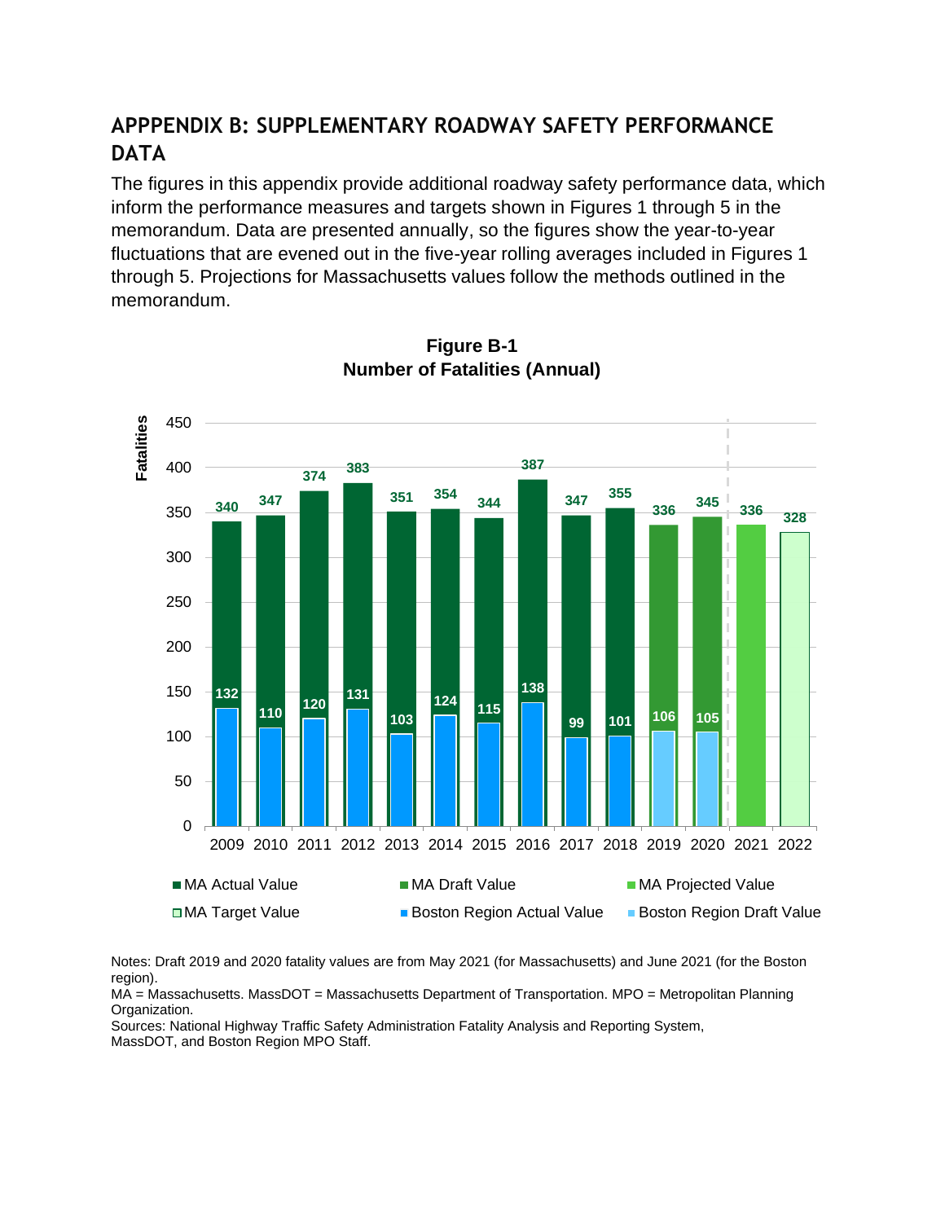# APPPENDIX B: SUPPLEMENTARY ROADWAY SAFETY PERFORMANCE DATA

The figures in this appendix provide additional roadway safety performance data, which inform the performance measures and targets shown in Figures 1 through 5 in the memorandum. Data are presented annually, so the figures show the year-to-year fluctuations that are evened out in the five-year rolling averages included in Figures 1 through 5. Projections for Massachusetts values follow the methods outlined in the memorandum.

**Figure B-1**
**Number of Fatalities (Annual)**

| Year | MA Value | Boston Region Value |
|---|---|---|
| 2009 | 340 (Actual) | 132 (Actual) |
| 2010 | 347 (Actual) | 110 (Actual) |
| 2011 | 374 (Actual) | 120 (Actual) |
| 2012 | 383 (Actual) | 131 (Actual) |
| 2013 | 351 (Actual) | 103 (Actual) |
| 2014 | 354 (Actual) | 124 (Actual) |
| 2015 | 344 (Actual) | 115 (Actual) |
| 2016 | 387 (Actual) | 138 (Actual) |
| 2017 | 347 (Actual) | 99 (Actual) |
| 2018 | 355 (Actual) | 101 (Actual) |
| 2019 | 336 (Draft) | 106 (Draft) |
| 2020 | 345 (Draft) | 105 (Draft) |
| 2021 | 336 (Projected) | |
| 2022 | 328 (Target) | |

Notes: Draft 2019 and 2020 fatality values are from May 2021 (for Massachusetts) and June 2021 (for the Boston region).
MA = Massachusetts. MassDOT = Massachusetts Department of Transportation. MPO = Metropolitan Planning Organization.
Sources: National Highway Traffic Safety Administration Fatality Analysis and Reporting System, MassDOT, and Boston Region MPO Staff.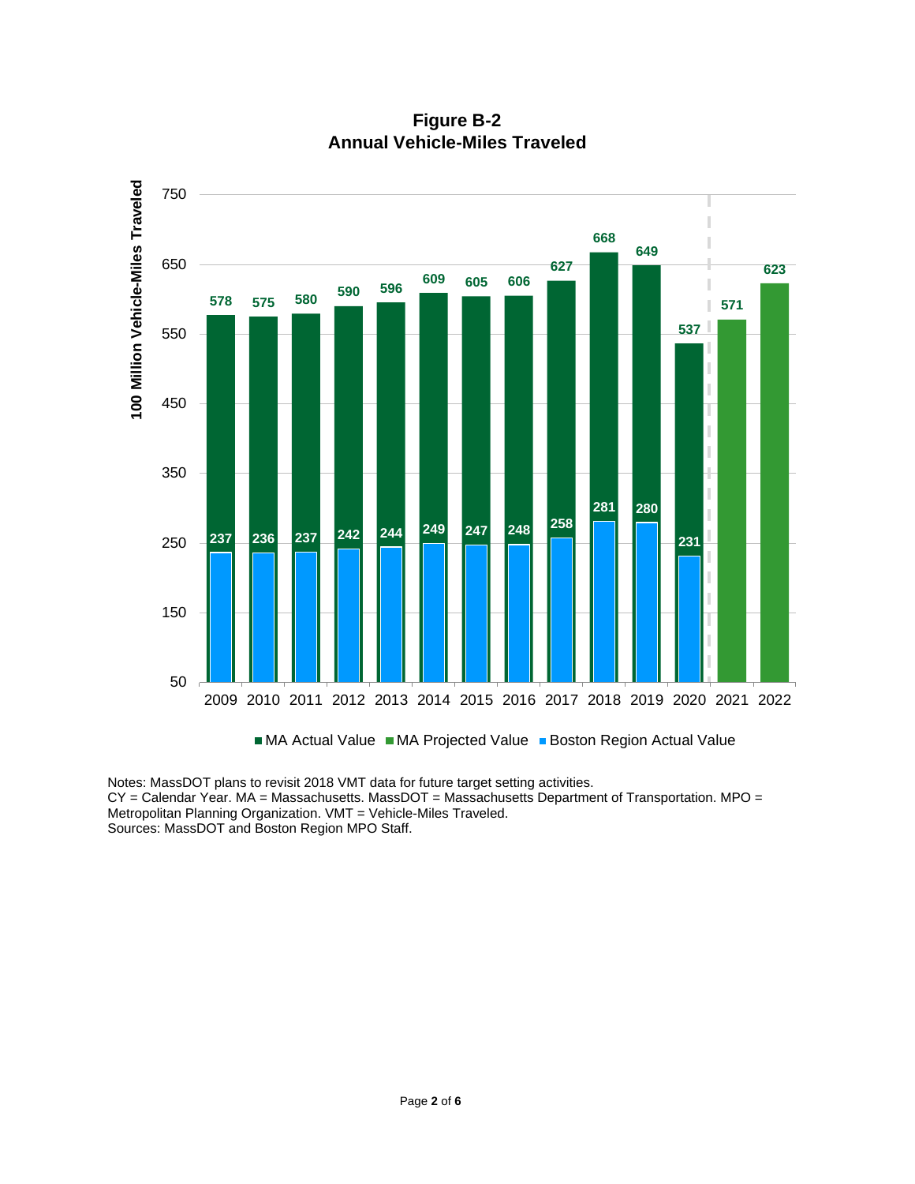**Figure B-2**
**Annual Vehicle-Miles Traveled**

| Year | MA Actual Value | MA Projected Value | Boston Region Actual Value |
|---|---|---|---|
| 2009 | 578 | | 237 |
| 2010 | 575 | | 236 |
| 2011 | 580 | | 237 |
| 2012 | 590 | | 242 |
| 2013 | 596 | | 244 |
| 2014 | 609 | | 249 |
| 2015 | 605 | | 247 |
| 2016 | 606 | | 248 |
| 2017 | 627 | | 258 |
| 2018 | 668 | | 281 |
| 2019 | 649 | | 280 |
| 2020 | 537 | | 231 |
| 2021 | | 571 | |
| 2022 | | 623 | |

Y-axis: 100 Million Vehicle-Miles Traveled

Notes: MassDOT plans to revisit 2018 VMT data for future target setting activities.
CY = Calendar Year. MA = Massachusetts. MassDOT = Massachusetts Department of Transportation. MPO = Metropolitan Planning Organization. VMT = Vehicle-Miles Traveled.
Sources: MassDOT and Boston Region MPO Staff.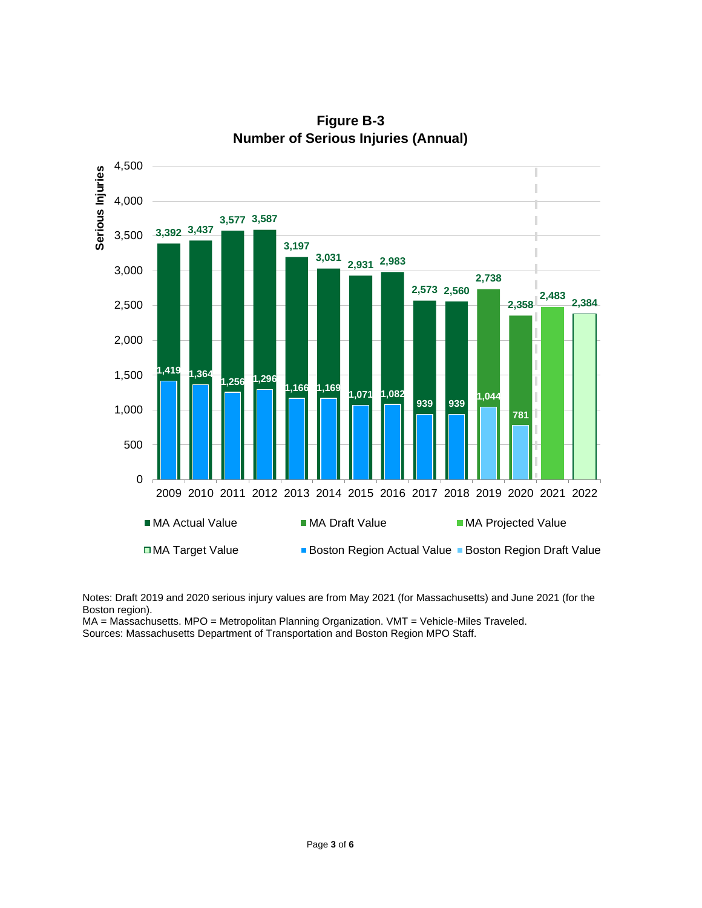**Figure B-3**
**Number of Serious Injuries (Annual)**

| Year | MA Value | Boston Region Value |
|---|---|---|
| 2009 | 3,392 | 1,419 |
| 2010 | 3,437 | 1,364 |
| 2011 | 3,577 | 1,256 |
| 2012 | 3,587 | 1,296 |
| 2013 | 3,197 | 1,166 |
| 2014 | 3,031 | 1,169 |
| 2015 | 2,931 | 1,071 |
| 2016 | 2,983 | 1,082 |
| 2017 | 2,573 | 939 |
| 2018 | 2,560 | 939 |
| 2019 | 2,738 (Draft) | 1,044 (Draft) |
| 2020 | 2,358 (Draft) | 781 (Draft) |
| 2021 | 2,483 (Projected) | |
| 2022 | 2,384 (Target) | |

Legend: MA Actual Value; MA Draft Value; MA Projected Value; MA Target Value; Boston Region Actual Value; Boston Region Draft Value

Notes: Draft 2019 and 2020 serious injury values are from May 2021 (for Massachusetts) and June 2021 (for the Boston region).
MA = Massachusetts. MPO = Metropolitan Planning Organization. VMT = Vehicle-Miles Traveled.
Sources: Massachusetts Department of Transportation and Boston Region MPO Staff.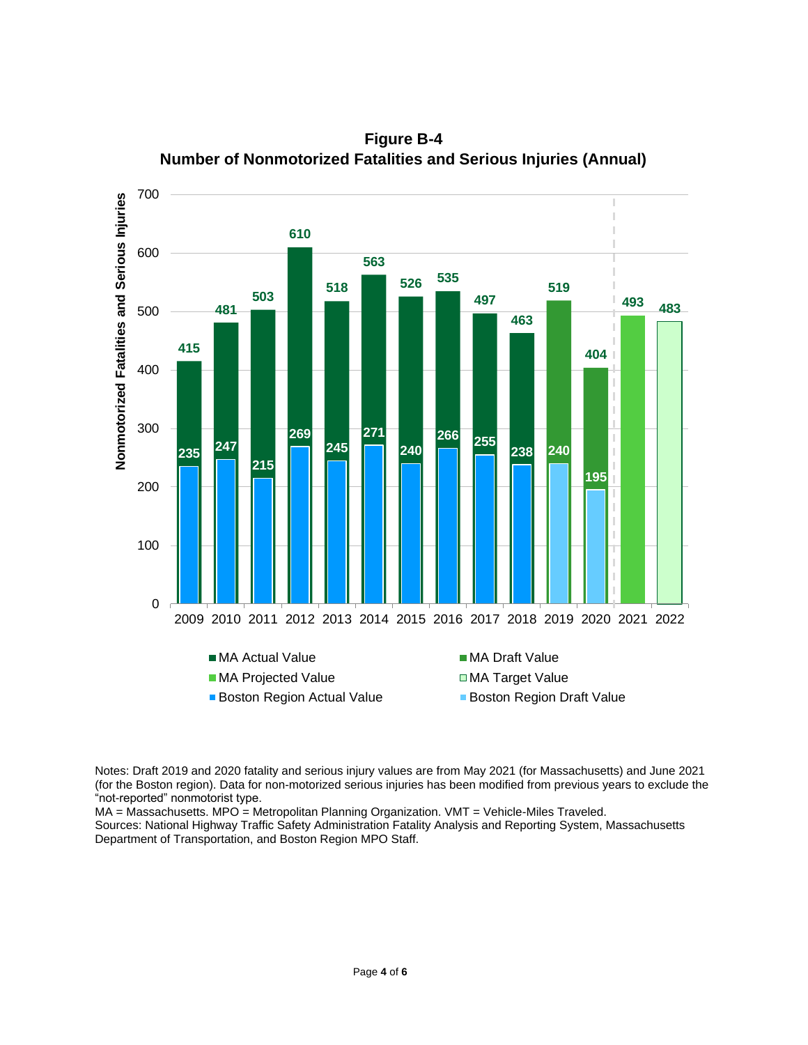**Figure B-4**
**Number of Nonmotorized Fatalities and Serious Injuries (Annual)**

| Year | MA Value | Boston Region Value |
|---|---|---|
| 2009 | 415 (Actual) | 235 (Actual) |
| 2010 | 481 (Actual) | 247 (Actual) |
| 2011 | 503 (Actual) | 215 (Actual) |
| 2012 | 610 (Actual) | 269 (Actual) |
| 2013 | 518 (Actual) | 245 (Actual) |
| 2014 | 563 (Actual) | 271 (Actual) |
| 2015 | 526 (Actual) | 240 (Actual) |
| 2016 | 535 (Actual) | 266 (Actual) |
| 2017 | 497 (Actual) | 255 (Actual) |
| 2018 | 463 (Actual) | 238 (Actual) |
| 2019 | 519 (Draft) | 240 (Draft) |
| 2020 | 404 (Draft) | 195 (Draft) |
| 2021 | 493 (Projected) | |
| 2022 | 483 (Target) | |

Notes: Draft 2019 and 2020 fatality and serious injury values are from May 2021 (for Massachusetts) and June 2021 (for the Boston region). Data for non-motorized serious injuries has been modified from previous years to exclude the "not-reported" nonmotorist type.
MA = Massachusetts. MPO = Metropolitan Planning Organization. VMT = Vehicle-Miles Traveled.
Sources: National Highway Traffic Safety Administration Fatality Analysis and Reporting System, Massachusetts Department of Transportation, and Boston Region MPO Staff.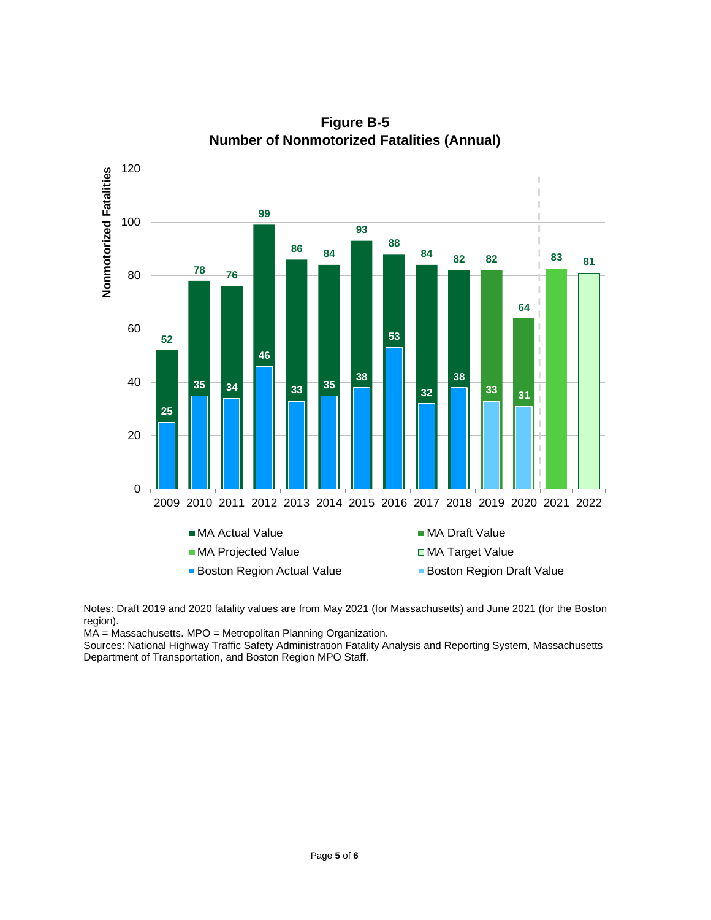**Figure B-5**
**Number of Nonmotorized Fatalities (Annual)**

| Year | MA Value | Boston Region Value |
|---|---|---|
| 2009 | 52 (Actual) | 25 (Actual) |
| 2010 | 78 (Actual) | 35 (Actual) |
| 2011 | 76 (Actual) | 34 (Actual) |
| 2012 | 99 (Actual) | 46 (Actual) |
| 2013 | 86 (Actual) | 33 (Actual) |
| 2014 | 84 (Actual) | 35 (Actual) |
| 2015 | 93 (Actual) | 38 (Actual) |
| 2016 | 88 (Actual) | 53 (Actual) |
| 2017 | 84 (Actual) | 32 (Actual) |
| 2018 | 82 (Actual) | 38 (Actual) |
| 2019 | 82 (Draft) | 33 (Draft) |
| 2020 | 64 (Draft) | 31 (Draft) |
| 2021 | 83 (Projected) | |
| 2022 | 81 (Target) | |

Y-axis: Nonmotorized Fatalities

Legend: MA Actual Value; MA Draft Value; MA Projected Value; MA Target Value; Boston Region Actual Value; Boston Region Draft Value

Notes: Draft 2019 and 2020 fatality values are from May 2021 (for Massachusetts) and June 2021 (for the Boston region).
MA = Massachusetts. MPO = Metropolitan Planning Organization.
Sources: National Highway Traffic Safety Administration Fatality Analysis and Reporting System, Massachusetts Department of Transportation, and Boston Region MPO Staff.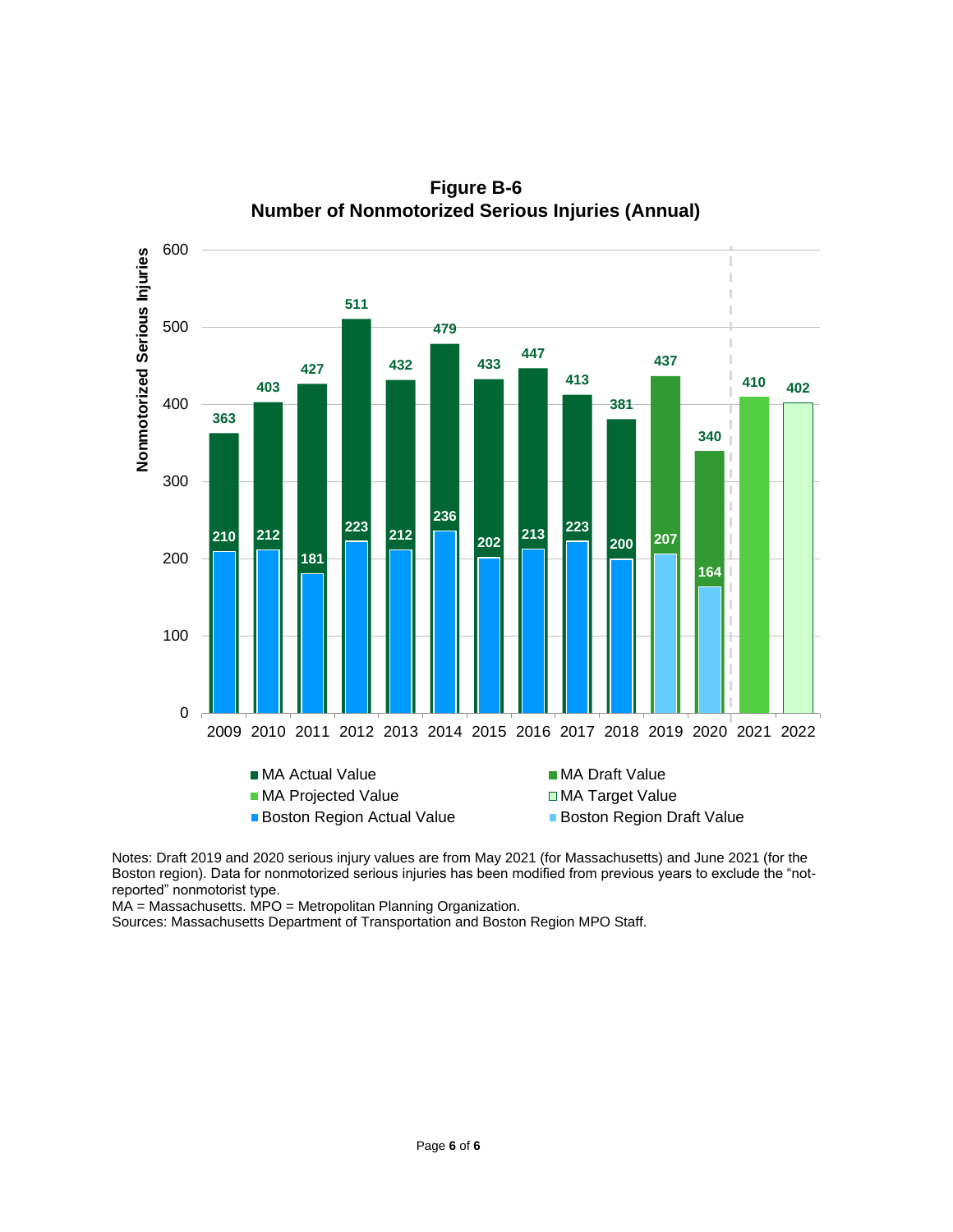**Figure B-6**
**Number of Nonmotorized Serious Injuries (Annual)**

Nonmotorized Serious Injuries

600
500
400
300
200
100
0

2009 2010 2011 2012 2013 2014 2015 2016 2017 2018 2019 2020 2021 2022

363 403 427 511 432 479 433 447 413 381 437 340 410 402

210 212 181 223 212 236 202 213 223 200 207 164

MA Actual Value
MA Draft Value
MA Projected Value
MA Target Value
Boston Region Actual Value
Boston Region Draft Value

Notes: Draft 2019 and 2020 serious injury values are from May 2021 (for Massachusetts) and June 2021 (for the Boston region). Data for nonmotorized serious injuries has been modified from previous years to exclude the "not-reported" nonmotorist type.
MA = Massachusetts. MPO = Metropolitan Planning Organization.
Sources: Massachusetts Department of Transportation and Boston Region MPO Staff.